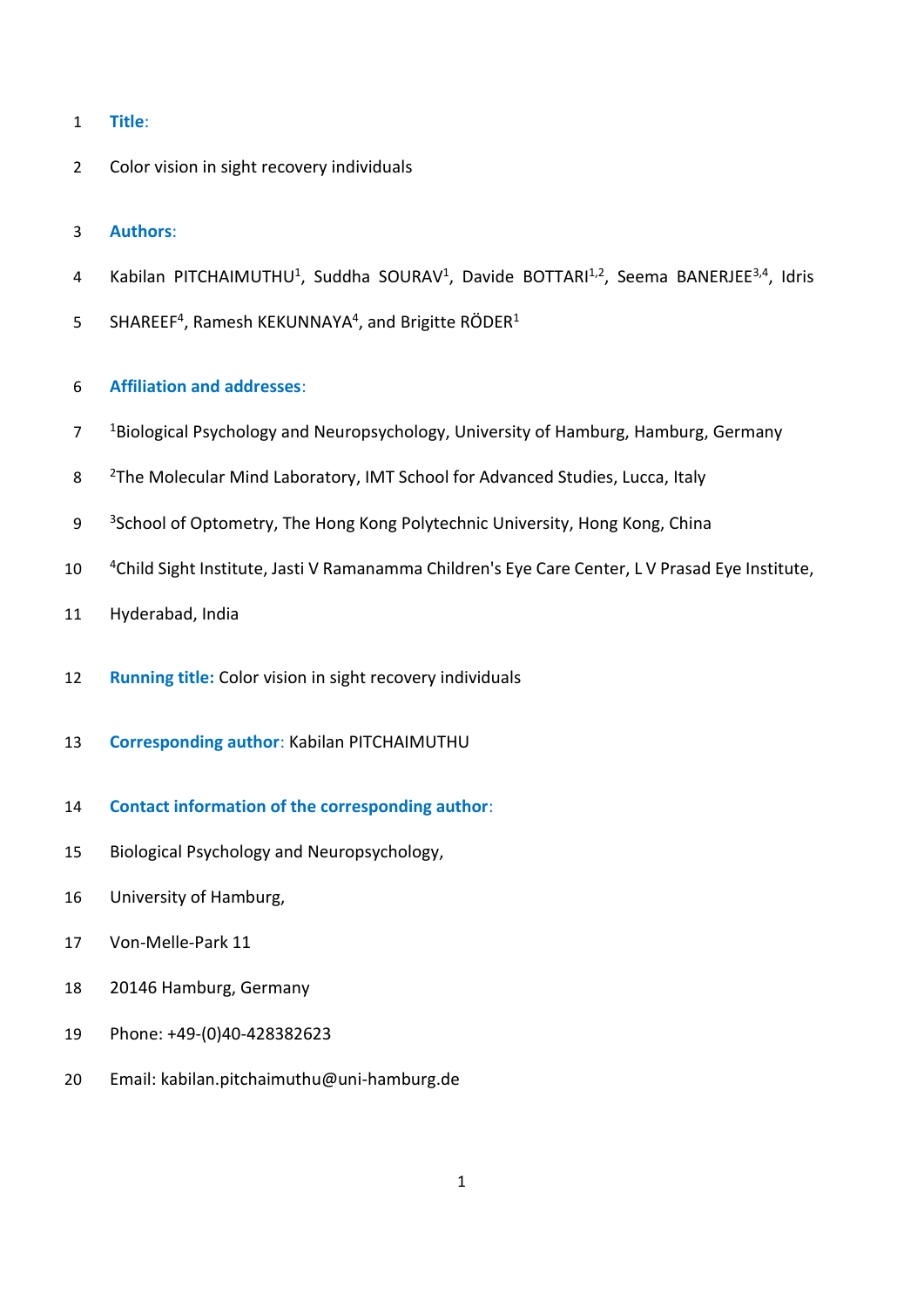**Title**:

Color vision in sight recovery individuals

**Authors**:

Kabilan PITCHAIMUTHU[1], Suddha SOURAV[1], Davide BOTTARI[1,2], Seema BANERJEE[3,4], Idris SHAREEF[4], Ramesh KEKUNNAYA[4], and Brigitte RÖDER[1]

**Affiliation and addresses**:

[1]Biological Psychology and Neuropsychology, University of Hamburg, Hamburg, Germany

[2]The Molecular Mind Laboratory, IMT School for Advanced Studies, Lucca, Italy

[3]School of Optometry, The Hong Kong Polytechnic University, Hong Kong, China

[4]Child Sight Institute, Jasti V Ramanamma Children's Eye Care Center, L V Prasad Eye Institute, Hyderabad, India

**Running title:** Color vision in sight recovery individuals

**Corresponding author**: Kabilan PITCHAIMUTHU

**Contact information of the corresponding author**:

Biological Psychology and Neuropsychology,

University of Hamburg,

Von-Melle-Park 11

20146 Hamburg, Germany

Phone: +49-(0)40-428382623

Email: kabilan.pitchaimuthu@uni-hamburg.de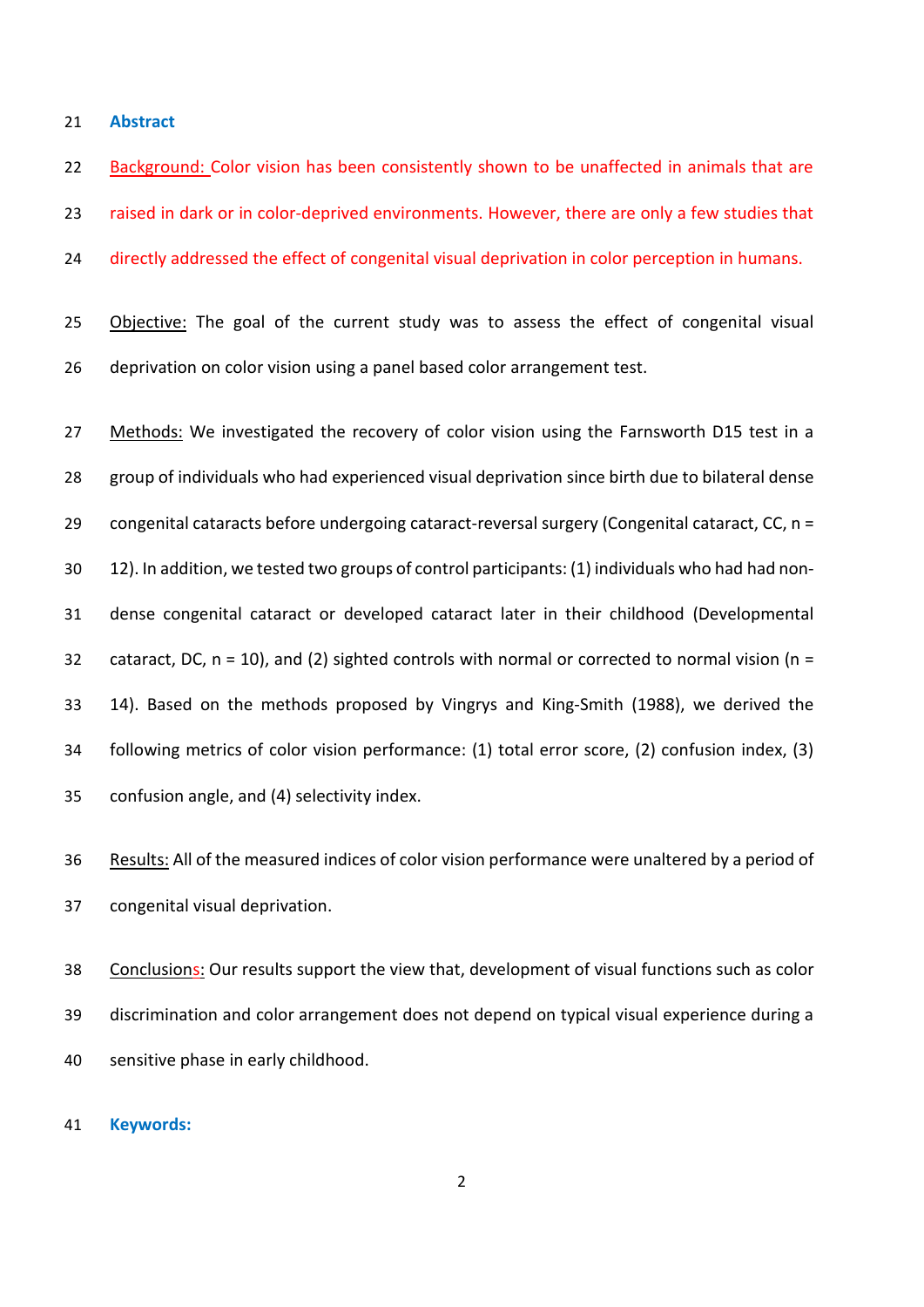## Abstract

Background: Color vision has been consistently shown to be unaffected in animals that are raised in dark or in color-deprived environments. However, there are only a few studies that directly addressed the effect of congenital visual deprivation in color perception in humans.

Objective: The goal of the current study was to assess the effect of congenital visual deprivation on color vision using a panel based color arrangement test.

Methods: We investigated the recovery of color vision using the Farnsworth D15 test in a group of individuals who had experienced visual deprivation since birth due to bilateral dense congenital cataracts before undergoing cataract-reversal surgery (Congenital cataract, CC, n = 12). In addition, we tested two groups of control participants: (1) individuals who had had non-dense congenital cataract or developed cataract later in their childhood (Developmental cataract, DC, n = 10), and (2) sighted controls with normal or corrected to normal vision (n = 14). Based on the methods proposed by Vingrys and King-Smith (1988), we derived the following metrics of color vision performance: (1) total error score, (2) confusion index, (3) confusion angle, and (4) selectivity index.

Results: All of the measured indices of color vision performance were unaltered by a period of congenital visual deprivation.

Conclusions: Our results support the view that, development of visual functions such as color discrimination and color arrangement does not depend on typical visual experience during a sensitive phase in early childhood.

## Keywords: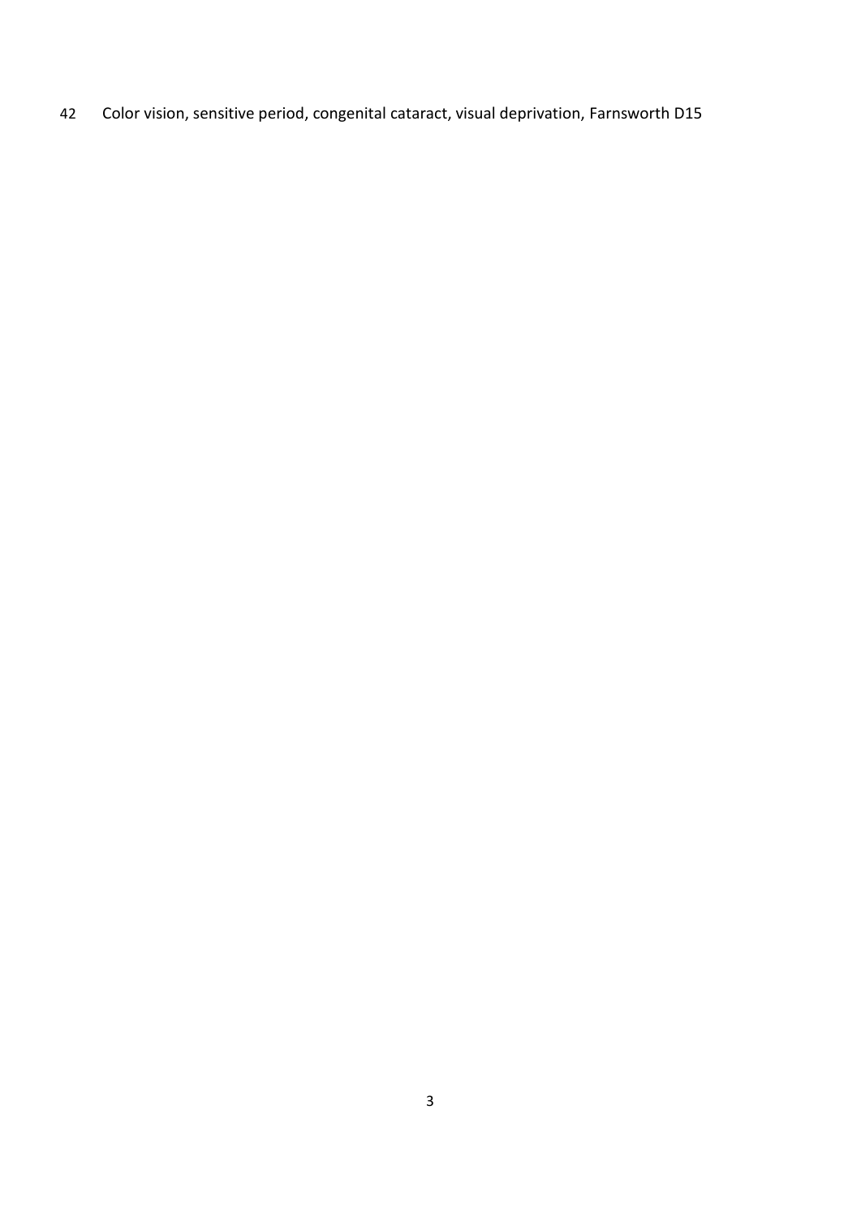Color vision, sensitive period, congenital cataract, visual deprivation, Farnsworth D15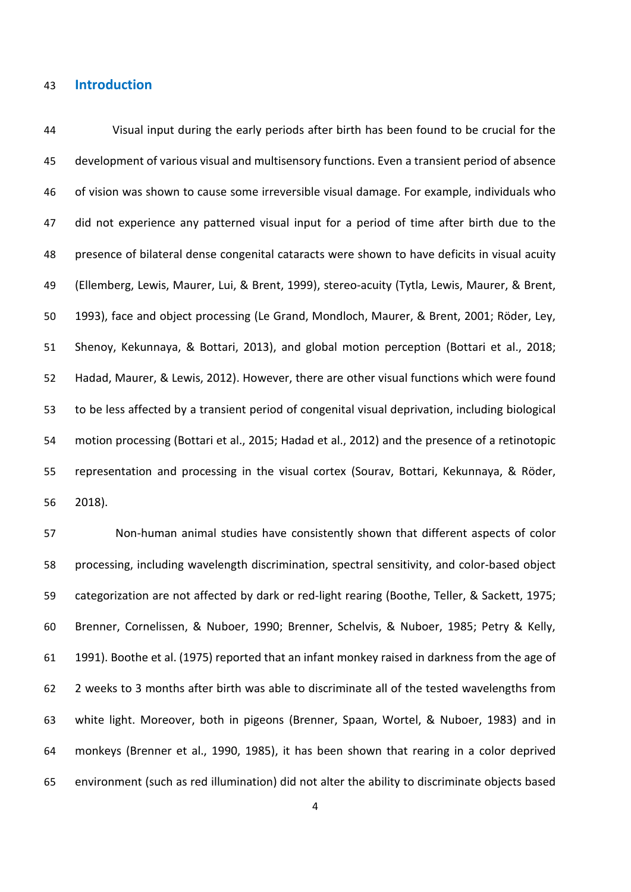## Introduction

Visual input during the early periods after birth has been found to be crucial for the development of various visual and multisensory functions. Even a transient period of absence of vision was shown to cause some irreversible visual damage. For example, individuals who did not experience any patterned visual input for a period of time after birth due to the presence of bilateral dense congenital cataracts were shown to have deficits in visual acuity (Ellemberg, Lewis, Maurer, Lui, & Brent, 1999), stereo-acuity (Tytla, Lewis, Maurer, & Brent, 1993), face and object processing (Le Grand, Mondloch, Maurer, & Brent, 2001; Röder, Ley, Shenoy, Kekunnaya, & Bottari, 2013), and global motion perception (Bottari et al., 2018; Hadad, Maurer, & Lewis, 2012). However, there are other visual functions which were found to be less affected by a transient period of congenital visual deprivation, including biological motion processing (Bottari et al., 2015; Hadad et al., 2012) and the presence of a retinotopic representation and processing in the visual cortex (Sourav, Bottari, Kekunnaya, & Röder, 2018).

Non-human animal studies have consistently shown that different aspects of color processing, including wavelength discrimination, spectral sensitivity, and color-based object categorization are not affected by dark or red-light rearing (Boothe, Teller, & Sackett, 1975; Brenner, Cornelissen, & Nuboer, 1990; Brenner, Schelvis, & Nuboer, 1985; Petry & Kelly, 1991). Boothe et al. (1975) reported that an infant monkey raised in darkness from the age of 2 weeks to 3 months after birth was able to discriminate all of the tested wavelengths from white light. Moreover, both in pigeons (Brenner, Spaan, Wortel, & Nuboer, 1983) and in monkeys (Brenner et al., 1990, 1985), it has been shown that rearing in a color deprived environment (such as red illumination) did not alter the ability to discriminate objects based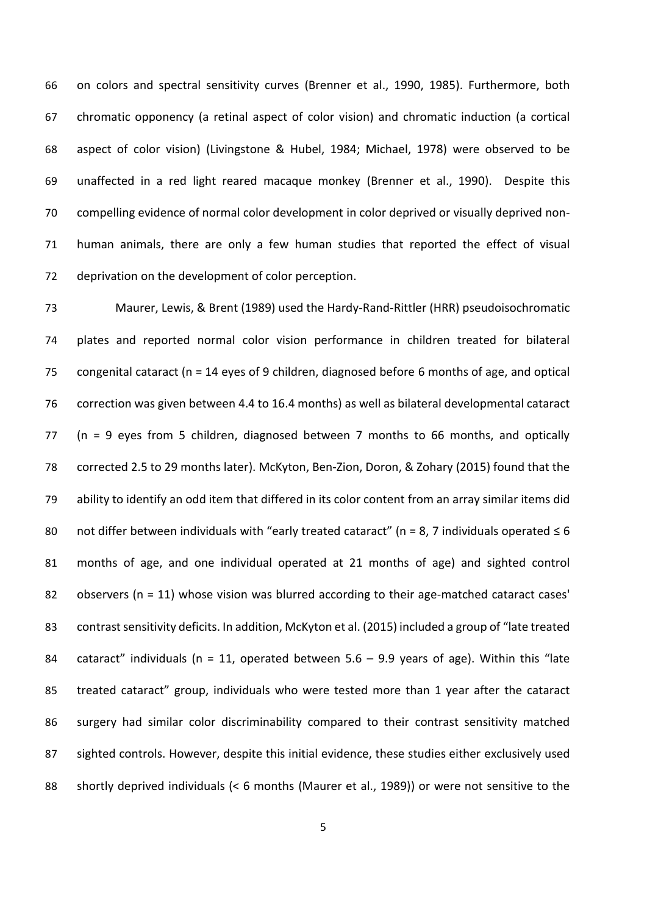on colors and spectral sensitivity curves (Brenner et al., 1990, 1985). Furthermore, both chromatic opponency (a retinal aspect of color vision) and chromatic induction (a cortical aspect of color vision) (Livingstone & Hubel, 1984; Michael, 1978) were observed to be unaffected in a red light reared macaque monkey (Brenner et al., 1990). Despite this compelling evidence of normal color development in color deprived or visually deprived non-human animals, there are only a few human studies that reported the effect of visual deprivation on the development of color perception.

Maurer, Lewis, & Brent (1989) used the Hardy-Rand-Rittler (HRR) pseudoisochromatic plates and reported normal color vision performance in children treated for bilateral congenital cataract (n = 14 eyes of 9 children, diagnosed before 6 months of age, and optical correction was given between 4.4 to 16.4 months) as well as bilateral developmental cataract (n = 9 eyes from 5 children, diagnosed between 7 months to 66 months, and optically corrected 2.5 to 29 months later). McKyton, Ben-Zion, Doron, & Zohary (2015) found that the ability to identify an odd item that differed in its color content from an array similar items did not differ between individuals with "early treated cataract" (n = 8, 7 individuals operated ≤ 6 months of age, and one individual operated at 21 months of age) and sighted control observers (n = 11) whose vision was blurred according to their age-matched cataract cases' contrast sensitivity deficits. In addition, McKyton et al. (2015) included a group of "late treated cataract" individuals (n = 11, operated between 5.6 – 9.9 years of age). Within this "late treated cataract" group, individuals who were tested more than 1 year after the cataract surgery had similar color discriminability compared to their contrast sensitivity matched sighted controls. However, despite this initial evidence, these studies either exclusively used shortly deprived individuals (< 6 months (Maurer et al., 1989)) or were not sensitive to the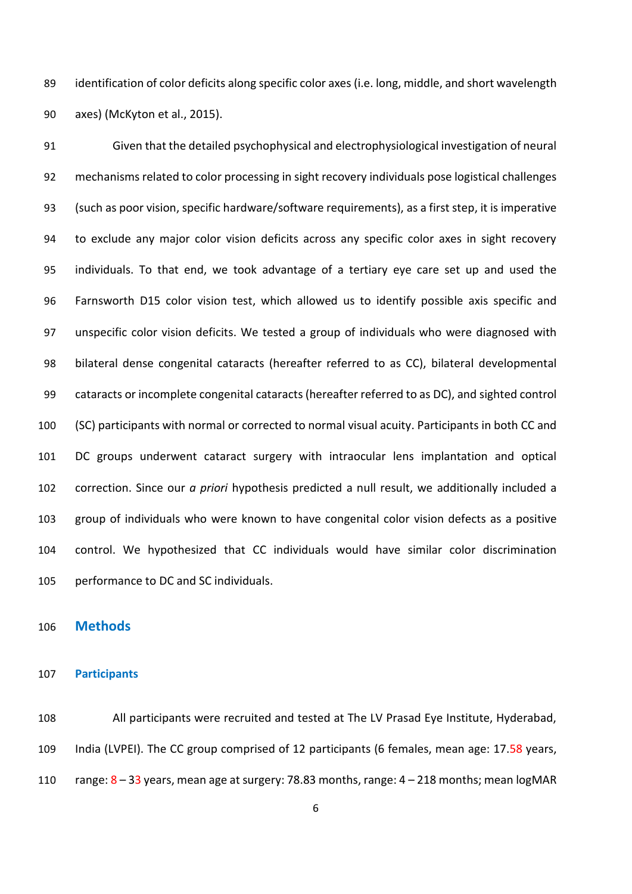identification of color deficits along specific color axes (i.e. long, middle, and short wavelength axes) (McKyton et al., 2015).

Given that the detailed psychophysical and electrophysiological investigation of neural mechanisms related to color processing in sight recovery individuals pose logistical challenges (such as poor vision, specific hardware/software requirements), as a first step, it is imperative to exclude any major color vision deficits across any specific color axes in sight recovery individuals. To that end, we took advantage of a tertiary eye care set up and used the Farnsworth D15 color vision test, which allowed us to identify possible axis specific and unspecific color vision deficits. We tested a group of individuals who were diagnosed with bilateral dense congenital cataracts (hereafter referred to as CC), bilateral developmental cataracts or incomplete congenital cataracts (hereafter referred to as DC), and sighted control (SC) participants with normal or corrected to normal visual acuity. Participants in both CC and DC groups underwent cataract surgery with intraocular lens implantation and optical correction. Since our *a priori* hypothesis predicted a null result, we additionally included a group of individuals who were known to have congenital color vision defects as a positive control. We hypothesized that CC individuals would have similar color discrimination performance to DC and SC individuals.

## Methods

### Participants

All participants were recruited and tested at The LV Prasad Eye Institute, Hyderabad, India (LVPEI). The CC group comprised of 12 participants (6 females, mean age: 17.58 years, range: 8 – 33 years, mean age at surgery: 78.83 months, range: 4 – 218 months; mean logMAR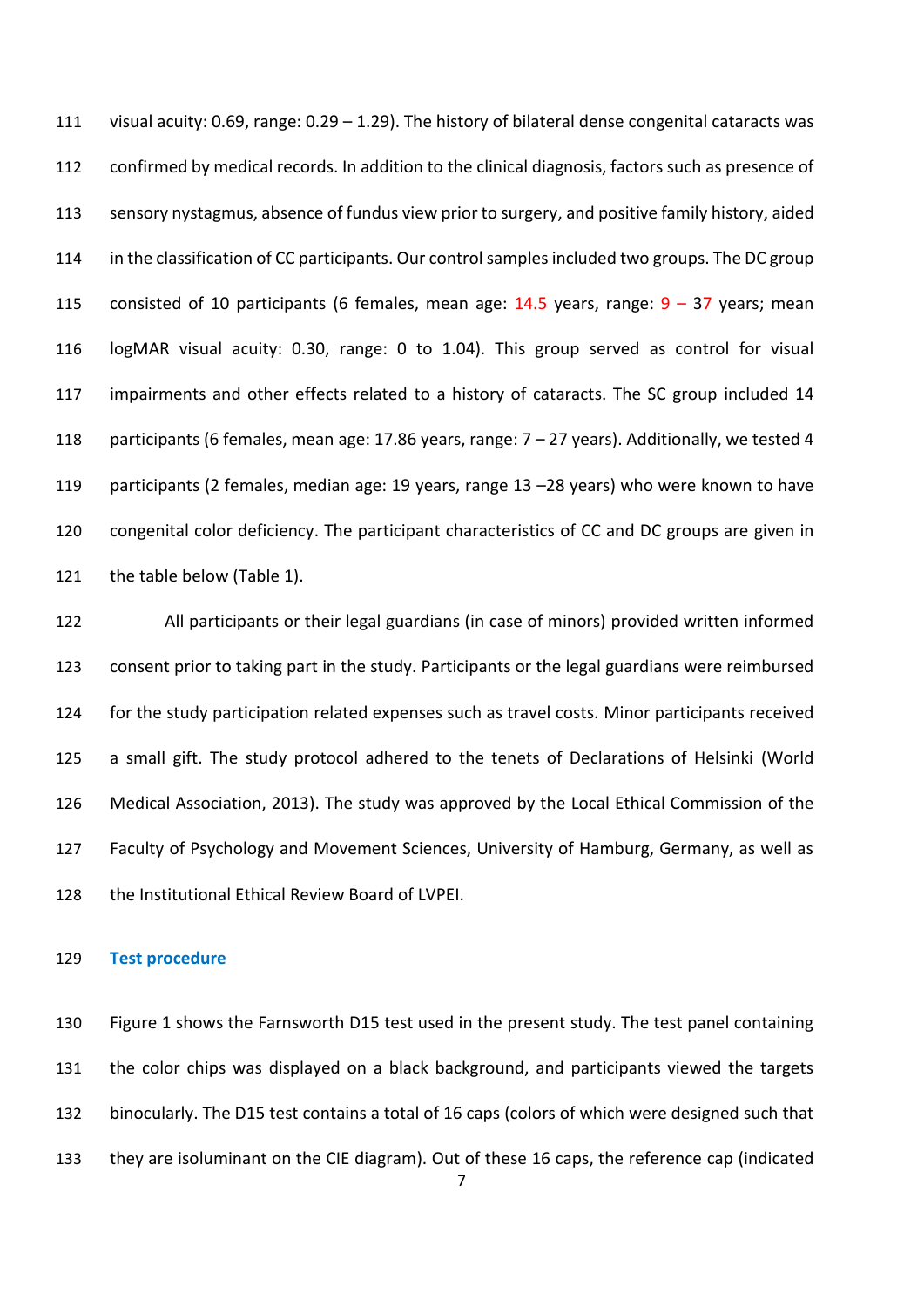visual acuity: 0.69, range: 0.29 – 1.29). The history of bilateral dense congenital cataracts was confirmed by medical records. In addition to the clinical diagnosis, factors such as presence of sensory nystagmus, absence of fundus view prior to surgery, and positive family history, aided in the classification of CC participants. Our control samples included two groups. The DC group consisted of 10 participants (6 females, mean age: 14.5 years, range: 9 – 37 years; mean logMAR visual acuity: 0.30, range: 0 to 1.04). This group served as control for visual impairments and other effects related to a history of cataracts. The SC group included 14 participants (6 females, mean age: 17.86 years, range: 7 – 27 years). Additionally, we tested 4 participants (2 females, median age: 19 years, range 13 –28 years) who were known to have congenital color deficiency. The participant characteristics of CC and DC groups are given in the table below (Table 1).

All participants or their legal guardians (in case of minors) provided written informed consent prior to taking part in the study. Participants or the legal guardians were reimbursed for the study participation related expenses such as travel costs. Minor participants received a small gift. The study protocol adhered to the tenets of Declarations of Helsinki (World Medical Association, 2013). The study was approved by the Local Ethical Commission of the Faculty of Psychology and Movement Sciences, University of Hamburg, Germany, as well as the Institutional Ethical Review Board of LVPEI.

## Test procedure

Figure 1 shows the Farnsworth D15 test used in the present study. The test panel containing the color chips was displayed on a black background, and participants viewed the targets binocularly. The D15 test contains a total of 16 caps (colors of which were designed such that they are isoluminant on the CIE diagram). Out of these 16 caps, the reference cap (indicated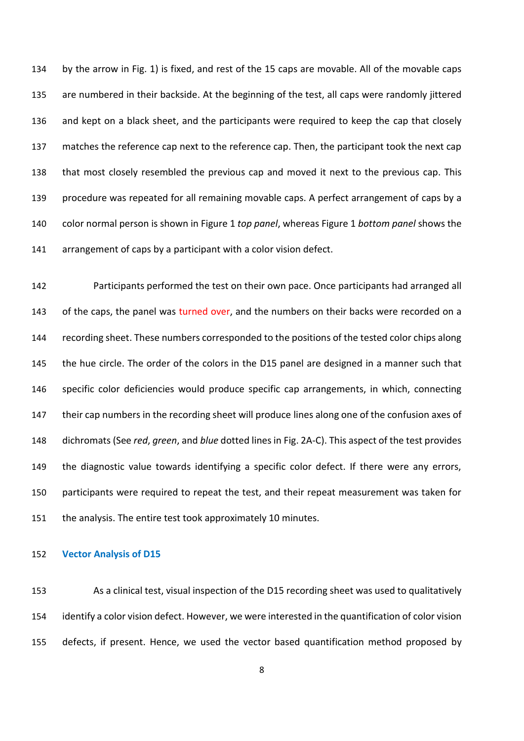by the arrow in Fig. 1) is fixed, and rest of the 15 caps are movable. All of the movable caps are numbered in their backside. At the beginning of the test, all caps were randomly jittered and kept on a black sheet, and the participants were required to keep the cap that closely matches the reference cap next to the reference cap. Then, the participant took the next cap that most closely resembled the previous cap and moved it next to the previous cap. This procedure was repeated for all remaining movable caps. A perfect arrangement of caps by a color normal person is shown in Figure 1 *top panel*, whereas Figure 1 *bottom panel* shows the arrangement of caps by a participant with a color vision defect.

Participants performed the test on their own pace. Once participants had arranged all of the caps, the panel was turned over, and the numbers on their backs were recorded on a recording sheet. These numbers corresponded to the positions of the tested color chips along the hue circle. The order of the colors in the D15 panel are designed in a manner such that specific color deficiencies would produce specific cap arrangements, in which, connecting their cap numbers in the recording sheet will produce lines along one of the confusion axes of dichromats (See *red*, *green*, and *blue* dotted lines in Fig. 2A-C). This aspect of the test provides the diagnostic value towards identifying a specific color defect. If there were any errors, participants were required to repeat the test, and their repeat measurement was taken for the analysis. The entire test took approximately 10 minutes.

## Vector Analysis of D15

As a clinical test, visual inspection of the D15 recording sheet was used to qualitatively identify a color vision defect. However, we were interested in the quantification of color vision defects, if present. Hence, we used the vector based quantification method proposed by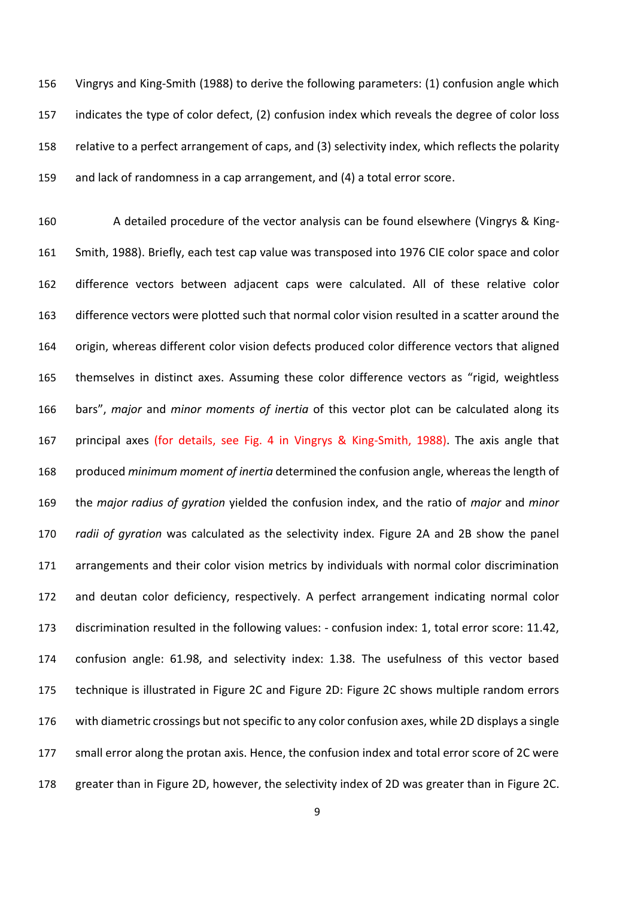Vingrys and King-Smith (1988) to derive the following parameters: (1) confusion angle which indicates the type of color defect, (2) confusion index which reveals the degree of color loss relative to a perfect arrangement of caps, and (3) selectivity index, which reflects the polarity and lack of randomness in a cap arrangement, and (4) a total error score.

A detailed procedure of the vector analysis can be found elsewhere (Vingrys & King-Smith, 1988). Briefly, each test cap value was transposed into 1976 CIE color space and color difference vectors between adjacent caps were calculated. All of these relative color difference vectors were plotted such that normal color vision resulted in a scatter around the origin, whereas different color vision defects produced color difference vectors that aligned themselves in distinct axes. Assuming these color difference vectors as "rigid, weightless bars", *major* and *minor moments of inertia* of this vector plot can be calculated along its principal axes (for details, see Fig. 4 in Vingrys & King-Smith, 1988). The axis angle that produced *minimum moment of inertia* determined the confusion angle, whereas the length of the *major radius of gyration* yielded the confusion index, and the ratio of *major* and *minor radii of gyration* was calculated as the selectivity index. Figure 2A and 2B show the panel arrangements and their color vision metrics by individuals with normal color discrimination and deutan color deficiency, respectively. A perfect arrangement indicating normal color discrimination resulted in the following values: - confusion index: 1, total error score: 11.42, confusion angle: 61.98, and selectivity index: 1.38. The usefulness of this vector based technique is illustrated in Figure 2C and Figure 2D: Figure 2C shows multiple random errors with diametric crossings but not specific to any color confusion axes, while 2D displays a single small error along the protan axis. Hence, the confusion index and total error score of 2C were greater than in Figure 2D, however, the selectivity index of 2D was greater than in Figure 2C.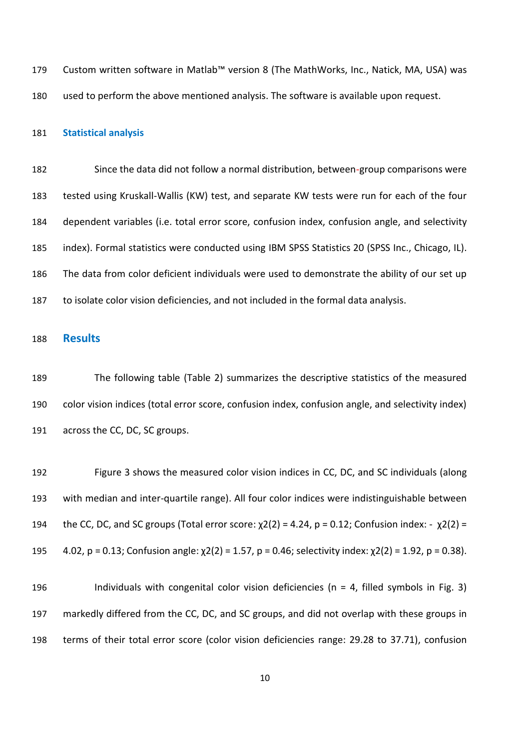Custom written software in Matlab™ version 8 (The MathWorks, Inc., Natick, MA, USA) was used to perform the above mentioned analysis. The software is available upon request.

### Statistical analysis

Since the data did not follow a normal distribution, between-group comparisons were tested using Kruskall-Wallis (KW) test, and separate KW tests were run for each of the four dependent variables (i.e. total error score, confusion index, confusion angle, and selectivity index). Formal statistics were conducted using IBM SPSS Statistics 20 (SPSS Inc., Chicago, IL). The data from color deficient individuals were used to demonstrate the ability of our set up to isolate color vision deficiencies, and not included in the formal data analysis.

## Results

The following table (Table 2) summarizes the descriptive statistics of the measured color vision indices (total error score, confusion index, confusion angle, and selectivity index) across the CC, DC, SC groups.

Figure 3 shows the measured color vision indices in CC, DC, and SC individuals (along with median and inter-quartile range). All four color indices were indistinguishable between the CC, DC, and SC groups (Total error score: $\chi^2(2) = 4.24$, $p = 0.12$; Confusion index: - $\chi^2(2) = 4.02$, $p = 0.13$; Confusion angle: $\chi^2(2) = 1.57$, $p = 0.46$; selectivity index: $\chi^2(2) = 1.92$, $p = 0.38$).

Individuals with congenital color vision deficiencies (n = 4, filled symbols in Fig. 3) markedly differed from the CC, DC, and SC groups, and did not overlap with these groups in terms of their total error score (color vision deficiencies range: 29.28 to 37.71), confusion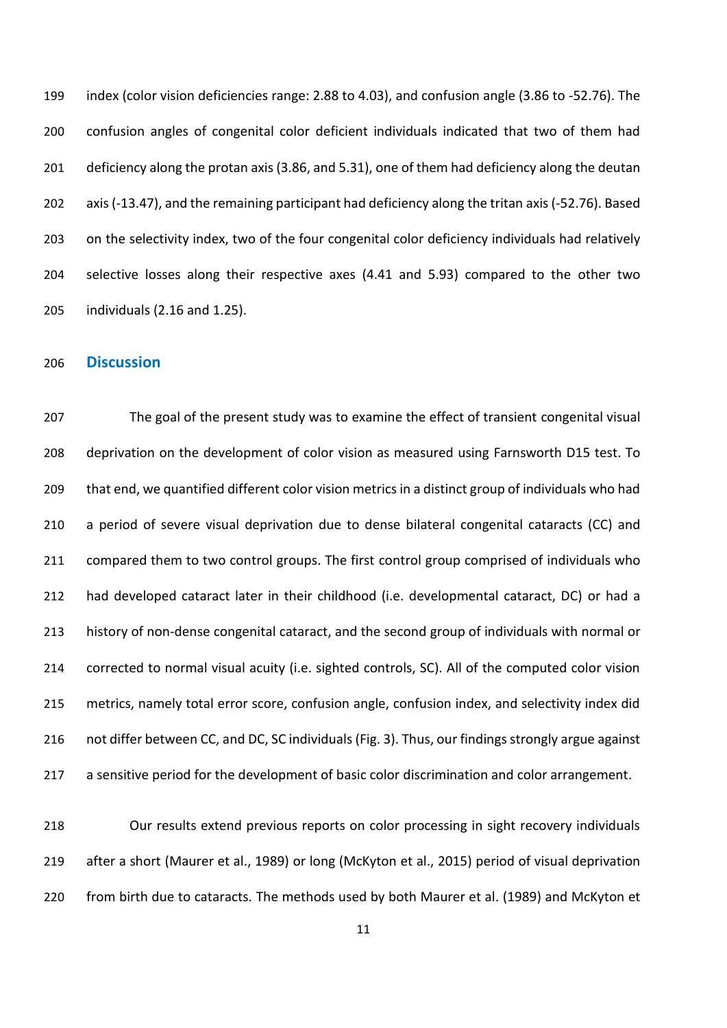index (color vision deficiencies range: 2.88 to 4.03), and confusion angle (3.86 to -52.76). The confusion angles of congenital color deficient individuals indicated that two of them had deficiency along the protan axis (3.86, and 5.31), one of them had deficiency along the deutan axis (-13.47), and the remaining participant had deficiency along the tritan axis (-52.76). Based on the selectivity index, two of the four congenital color deficiency individuals had relatively selective losses along their respective axes (4.41 and 5.93) compared to the other two individuals (2.16 and 1.25).

## Discussion

The goal of the present study was to examine the effect of transient congenital visual deprivation on the development of color vision as measured using Farnsworth D15 test. To that end, we quantified different color vision metrics in a distinct group of individuals who had a period of severe visual deprivation due to dense bilateral congenital cataracts (CC) and compared them to two control groups. The first control group comprised of individuals who had developed cataract later in their childhood (i.e. developmental cataract, DC) or had a history of non-dense congenital cataract, and the second group of individuals with normal or corrected to normal visual acuity (i.e. sighted controls, SC). All of the computed color vision metrics, namely total error score, confusion angle, confusion index, and selectivity index did not differ between CC, and DC, SC individuals (Fig. 3). Thus, our findings strongly argue against a sensitive period for the development of basic color discrimination and color arrangement.

Our results extend previous reports on color processing in sight recovery individuals after a short (Maurer et al., 1989) or long (McKyton et al., 2015) period of visual deprivation from birth due to cataracts. The methods used by both Maurer et al. (1989) and McKyton et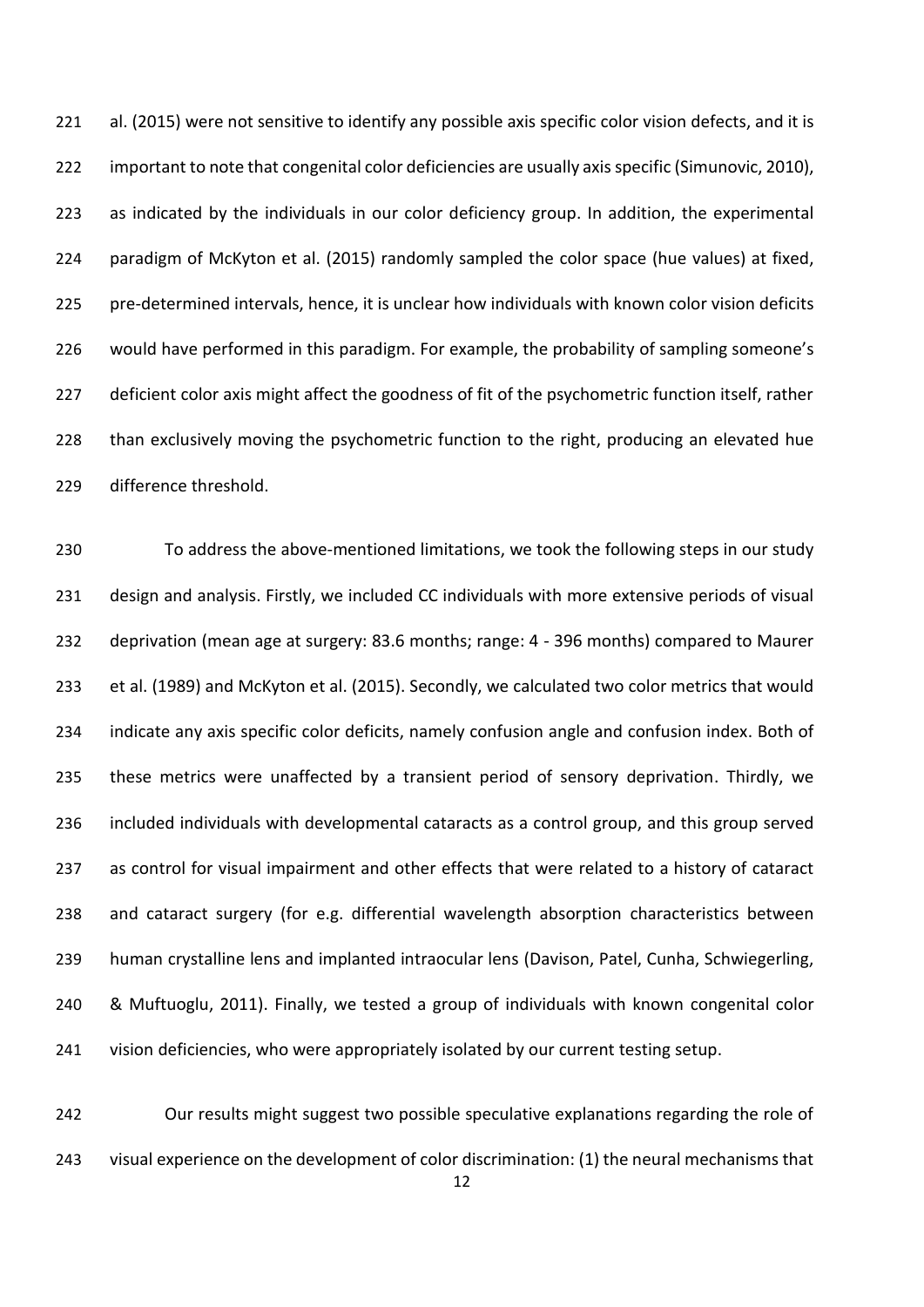al. (2015) were not sensitive to identify any possible axis specific color vision defects, and it is important to note that congenital color deficiencies are usually axis specific (Simunovic, 2010), as indicated by the individuals in our color deficiency group. In addition, the experimental paradigm of McKyton et al. (2015) randomly sampled the color space (hue values) at fixed, pre-determined intervals, hence, it is unclear how individuals with known color vision deficits would have performed in this paradigm. For example, the probability of sampling someone's deficient color axis might affect the goodness of fit of the psychometric function itself, rather than exclusively moving the psychometric function to the right, producing an elevated hue difference threshold.

To address the above-mentioned limitations, we took the following steps in our study design and analysis. Firstly, we included CC individuals with more extensive periods of visual deprivation (mean age at surgery: 83.6 months; range: 4 - 396 months) compared to Maurer et al. (1989) and McKyton et al. (2015). Secondly, we calculated two color metrics that would indicate any axis specific color deficits, namely confusion angle and confusion index. Both of these metrics were unaffected by a transient period of sensory deprivation. Thirdly, we included individuals with developmental cataracts as a control group, and this group served as control for visual impairment and other effects that were related to a history of cataract and cataract surgery (for e.g. differential wavelength absorption characteristics between human crystalline lens and implanted intraocular lens (Davison, Patel, Cunha, Schwiegerling, & Muftuoglu, 2011). Finally, we tested a group of individuals with known congenital color vision deficiencies, who were appropriately isolated by our current testing setup.

Our results might suggest two possible speculative explanations regarding the role of visual experience on the development of color discrimination: (1) the neural mechanisms that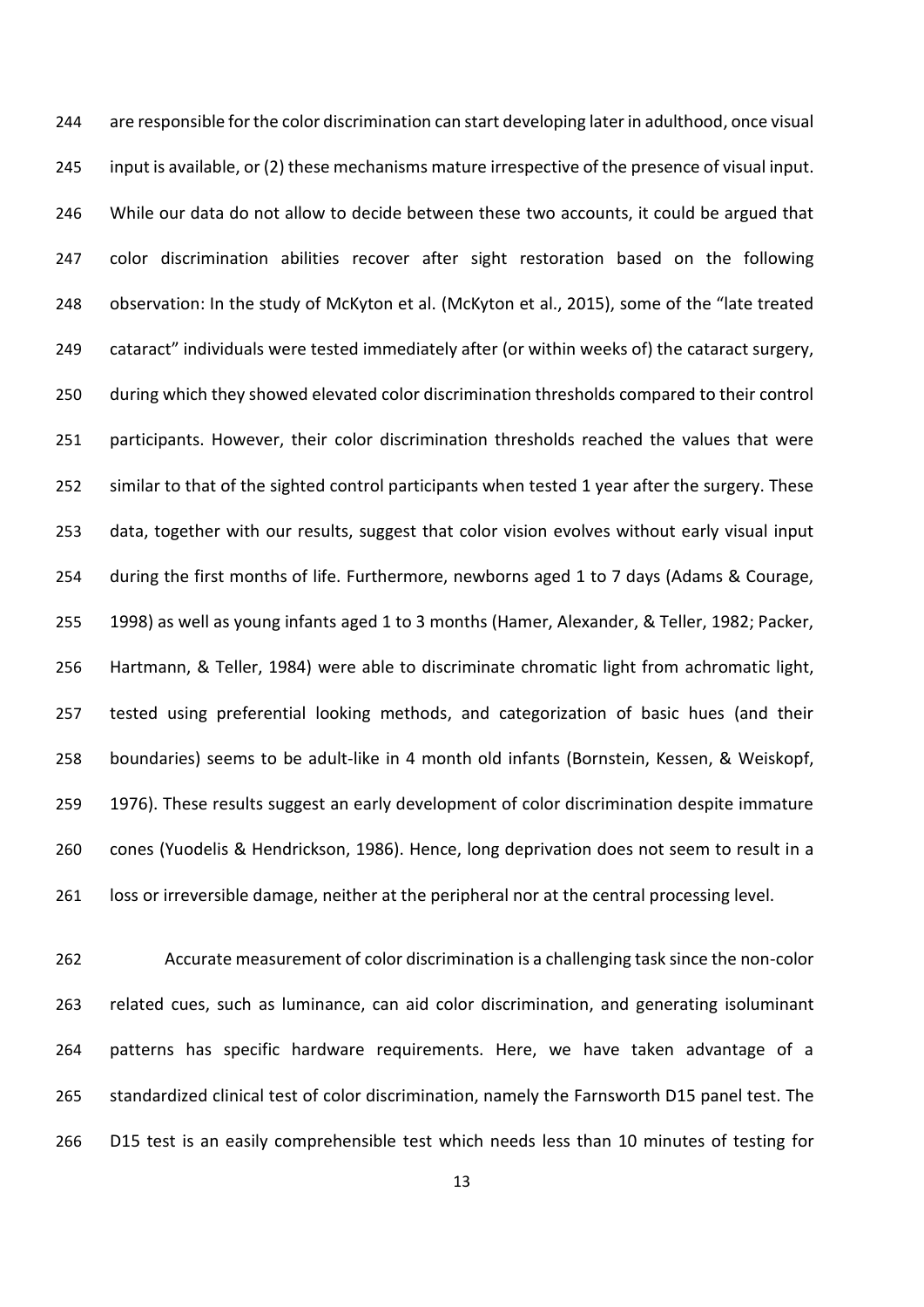are responsible for the color discrimination can start developing later in adulthood, once visual input is available, or (2) these mechanisms mature irrespective of the presence of visual input. While our data do not allow to decide between these two accounts, it could be argued that color discrimination abilities recover after sight restoration based on the following observation: In the study of McKyton et al. (McKyton et al., 2015), some of the "late treated cataract" individuals were tested immediately after (or within weeks of) the cataract surgery, during which they showed elevated color discrimination thresholds compared to their control participants. However, their color discrimination thresholds reached the values that were similar to that of the sighted control participants when tested 1 year after the surgery. These data, together with our results, suggest that color vision evolves without early visual input during the first months of life. Furthermore, newborns aged 1 to 7 days (Adams & Courage, 1998) as well as young infants aged 1 to 3 months (Hamer, Alexander, & Teller, 1982; Packer, Hartmann, & Teller, 1984) were able to discriminate chromatic light from achromatic light, tested using preferential looking methods, and categorization of basic hues (and their boundaries) seems to be adult-like in 4 month old infants (Bornstein, Kessen, & Weiskopf, 1976). These results suggest an early development of color discrimination despite immature cones (Yuodelis & Hendrickson, 1986). Hence, long deprivation does not seem to result in a loss or irreversible damage, neither at the peripheral nor at the central processing level.

Accurate measurement of color discrimination is a challenging task since the non-color related cues, such as luminance, can aid color discrimination, and generating isoluminant patterns has specific hardware requirements. Here, we have taken advantage of a standardized clinical test of color discrimination, namely the Farnsworth D15 panel test. The D15 test is an easily comprehensible test which needs less than 10 minutes of testing for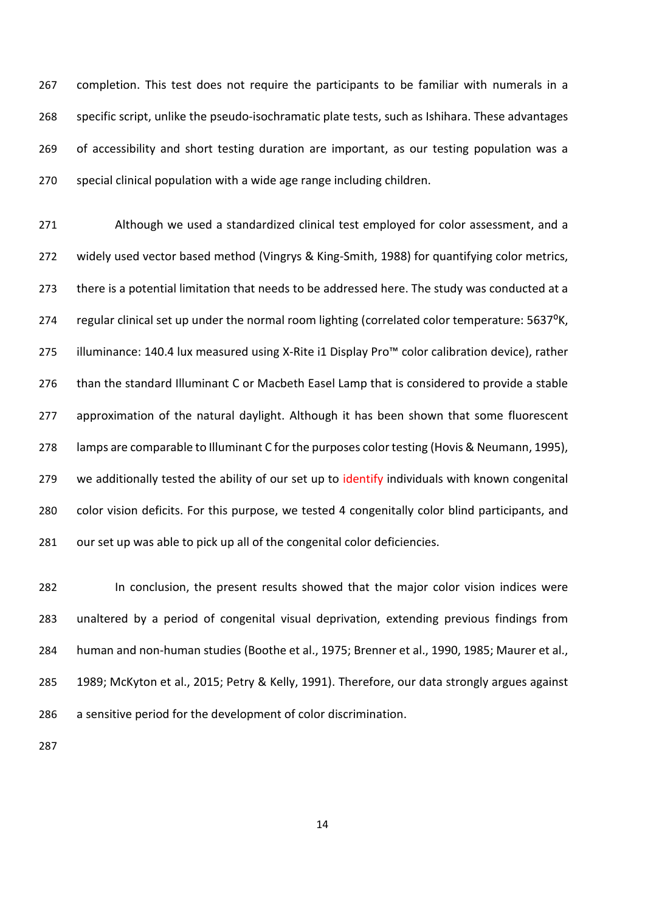completion. This test does not require the participants to be familiar with numerals in a specific script, unlike the pseudo-isochramatic plate tests, such as Ishihara. These advantages of accessibility and short testing duration are important, as our testing population was a special clinical population with a wide age range including children.

Although we used a standardized clinical test employed for color assessment, and a widely used vector based method (Vingrys & King-Smith, 1988) for quantifying color metrics, there is a potential limitation that needs to be addressed here. The study was conducted at a regular clinical set up under the normal room lighting (correlated color temperature: 5637$^{0}$K, illuminance: 140.4 lux measured using X-Rite i1 Display Pro™ color calibration device), rather than the standard Illuminant C or Macbeth Easel Lamp that is considered to provide a stable approximation of the natural daylight. Although it has been shown that some fluorescent lamps are comparable to Illuminant C for the purposes color testing (Hovis & Neumann, 1995), we additionally tested the ability of our set up to identify individuals with known congenital color vision deficits. For this purpose, we tested 4 congenitally color blind participants, and our set up was able to pick up all of the congenital color deficiencies.

In conclusion, the present results showed that the major color vision indices were unaltered by a period of congenital visual deprivation, extending previous findings from human and non-human studies (Boothe et al., 1975; Brenner et al., 1990, 1985; Maurer et al., 1989; McKyton et al., 2015; Petry & Kelly, 1991). Therefore, our data strongly argues against a sensitive period for the development of color discrimination.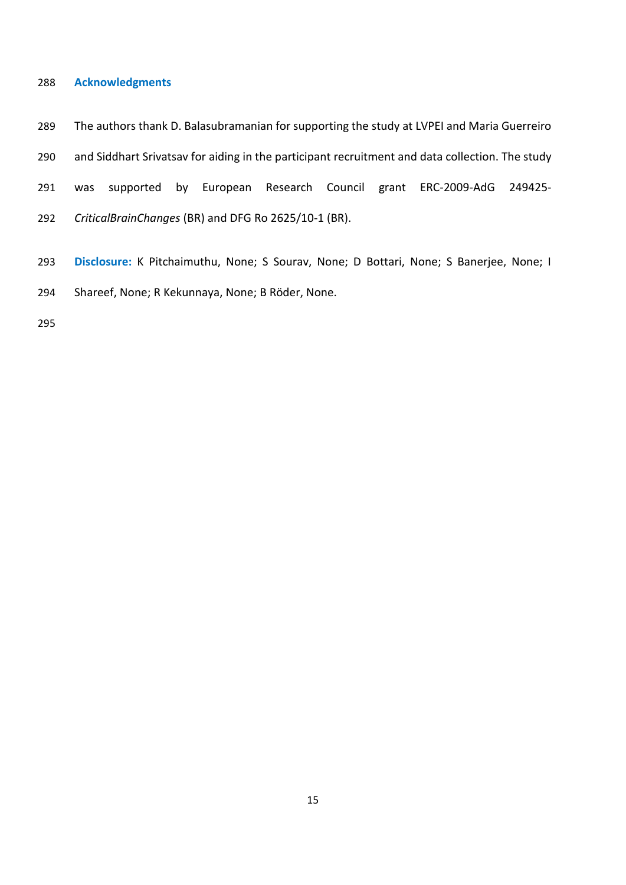## Acknowledgments

The authors thank D. Balasubramanian for supporting the study at LVPEI and Maria Guerreiro and Siddhart Srivatsav for aiding in the participant recruitment and data collection. The study was supported by European Research Council grant ERC-2009-AdG 249425-*CriticalBrainChanges* (BR) and DFG Ro 2625/10-1 (BR).

**Disclosure:** K Pitchaimuthu, None; S Sourav, None; D Bottari, None; S Banerjee, None; I Shareef, None; R Kekunnaya, None; B Röder, None.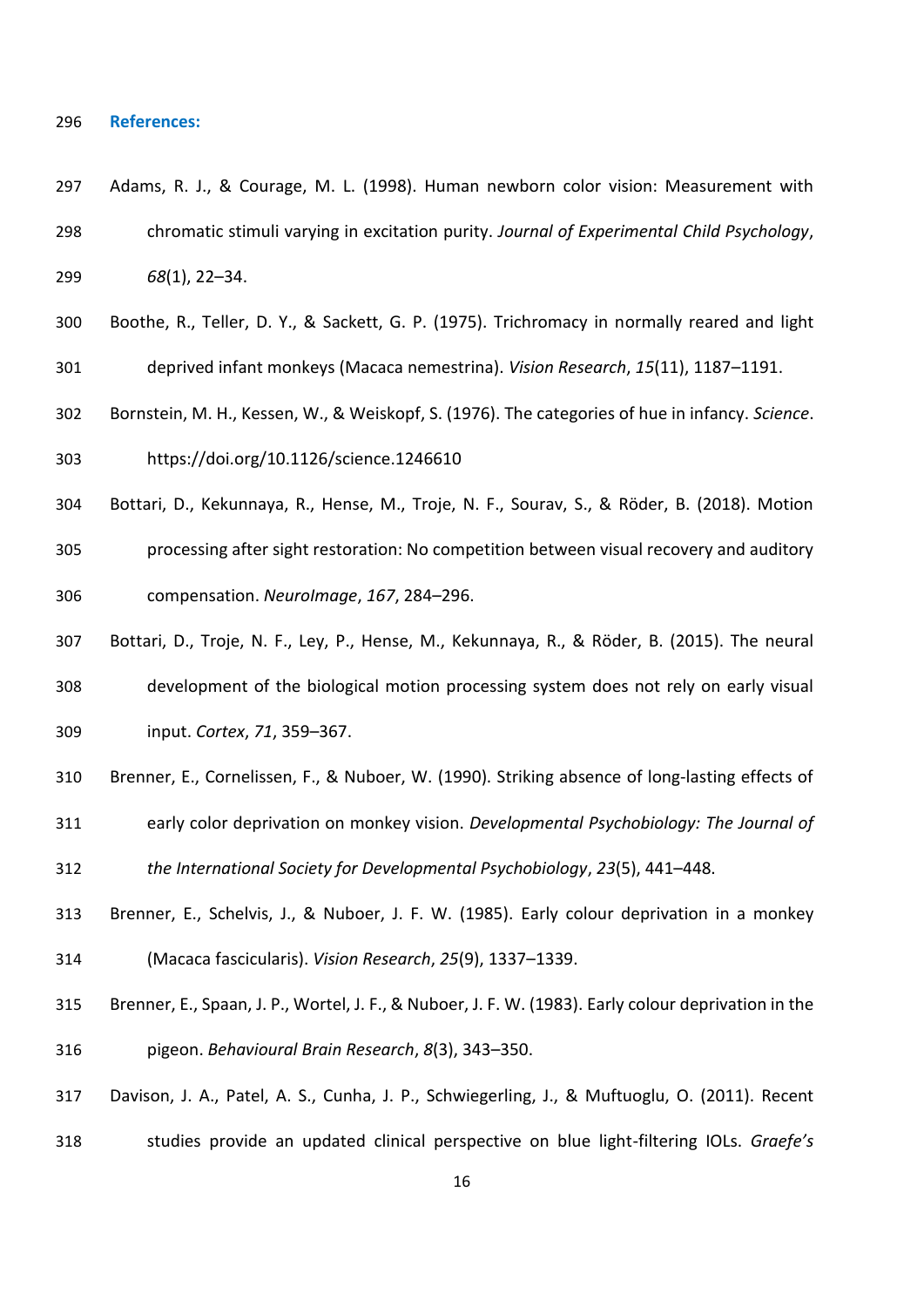## References:

Adams, R. J., & Courage, M. L. (1998). Human newborn color vision: Measurement with chromatic stimuli varying in excitation purity. *Journal of Experimental Child Psychology*, *68*(1), 22–34.

Boothe, R., Teller, D. Y., & Sackett, G. P. (1975). Trichromacy in normally reared and light deprived infant monkeys (Macaca nemestrina). *Vision Research*, *15*(11), 1187–1191.

Bornstein, M. H., Kessen, W., & Weiskopf, S. (1976). The categories of hue in infancy. *Science*. https://doi.org/10.1126/science.1246610

Bottari, D., Kekunnaya, R., Hense, M., Troje, N. F., Sourav, S., & Röder, B. (2018). Motion processing after sight restoration: No competition between visual recovery and auditory compensation. *NeuroImage*, *167*, 284–296.

Bottari, D., Troje, N. F., Ley, P., Hense, M., Kekunnaya, R., & Röder, B. (2015). The neural development of the biological motion processing system does not rely on early visual input. *Cortex*, *71*, 359–367.

Brenner, E., Cornelissen, F., & Nuboer, W. (1990). Striking absence of long-lasting effects of early color deprivation on monkey vision. *Developmental Psychobiology: The Journal of the International Society for Developmental Psychobiology*, *23*(5), 441–448.

Brenner, E., Schelvis, J., & Nuboer, J. F. W. (1985). Early colour deprivation in a monkey (Macaca fascicularis). *Vision Research*, *25*(9), 1337–1339.

Brenner, E., Spaan, J. P., Wortel, J. F., & Nuboer, J. F. W. (1983). Early colour deprivation in the pigeon. *Behavioural Brain Research*, *8*(3), 343–350.

Davison, J. A., Patel, A. S., Cunha, J. P., Schwiegerling, J., & Muftuoglu, O. (2011). Recent studies provide an updated clinical perspective on blue light-filtering IOLs. *Graefe's*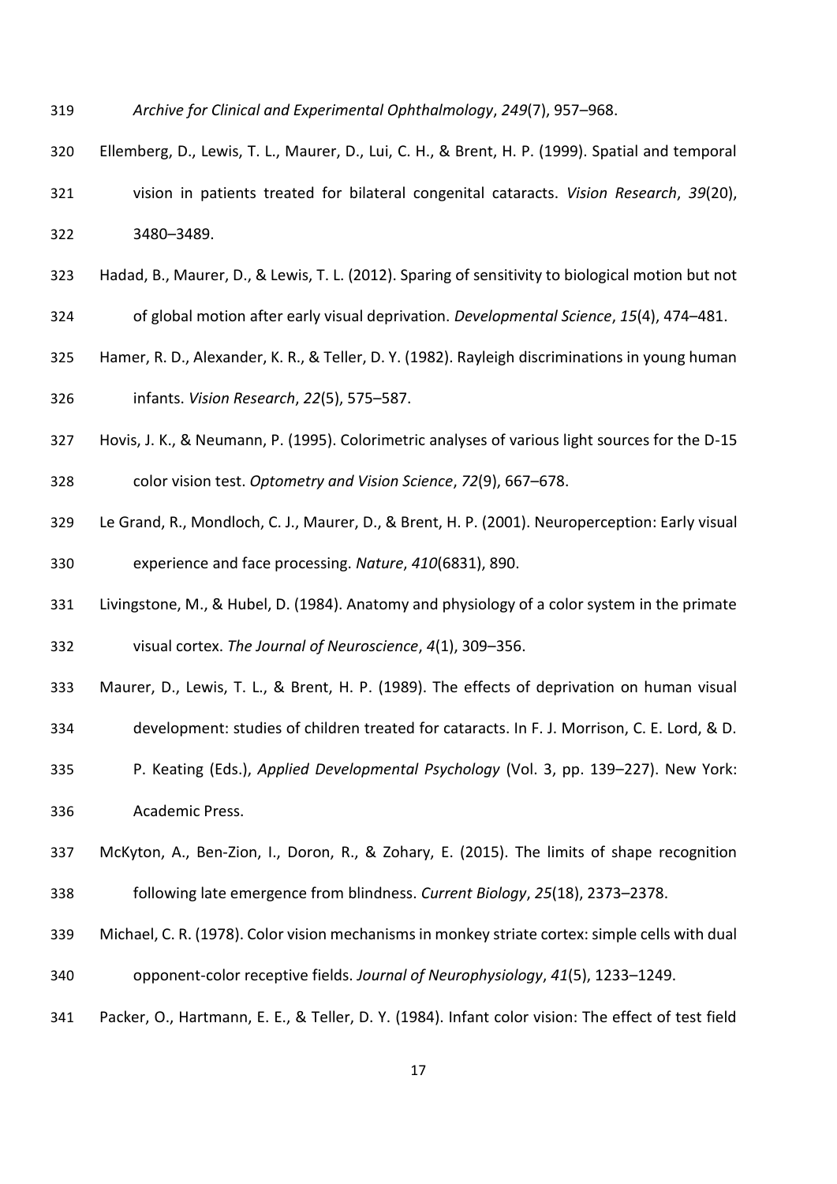*Archive for Clinical and Experimental Ophthalmology*, *249*(7), 957–968.

Ellemberg, D., Lewis, T. L., Maurer, D., Lui, C. H., & Brent, H. P. (1999). Spatial and temporal vision in patients treated for bilateral congenital cataracts. *Vision Research*, *39*(20), 3480–3489.

Hadad, B., Maurer, D., & Lewis, T. L. (2012). Sparing of sensitivity to biological motion but not of global motion after early visual deprivation. *Developmental Science*, *15*(4), 474–481.

Hamer, R. D., Alexander, K. R., & Teller, D. Y. (1982). Rayleigh discriminations in young human infants. *Vision Research*, *22*(5), 575–587.

Hovis, J. K., & Neumann, P. (1995). Colorimetric analyses of various light sources for the D-15 color vision test. *Optometry and Vision Science*, *72*(9), 667–678.

Le Grand, R., Mondloch, C. J., Maurer, D., & Brent, H. P. (2001). Neuroperception: Early visual experience and face processing. *Nature*, *410*(6831), 890.

Livingstone, M., & Hubel, D. (1984). Anatomy and physiology of a color system in the primate visual cortex. *The Journal of Neuroscience*, *4*(1), 309–356.

Maurer, D., Lewis, T. L., & Brent, H. P. (1989). The effects of deprivation on human visual development: studies of children treated for cataracts. In F. J. Morrison, C. E. Lord, & D. P. Keating (Eds.), *Applied Developmental Psychology* (Vol. 3, pp. 139–227). New York: Academic Press.

McKyton, A., Ben-Zion, I., Doron, R., & Zohary, E. (2015). The limits of shape recognition following late emergence from blindness. *Current Biology*, *25*(18), 2373–2378.

Michael, C. R. (1978). Color vision mechanisms in monkey striate cortex: simple cells with dual opponent-color receptive fields. *Journal of Neurophysiology*, *41*(5), 1233–1249.

Packer, O., Hartmann, E. E., & Teller, D. Y. (1984). Infant color vision: The effect of test field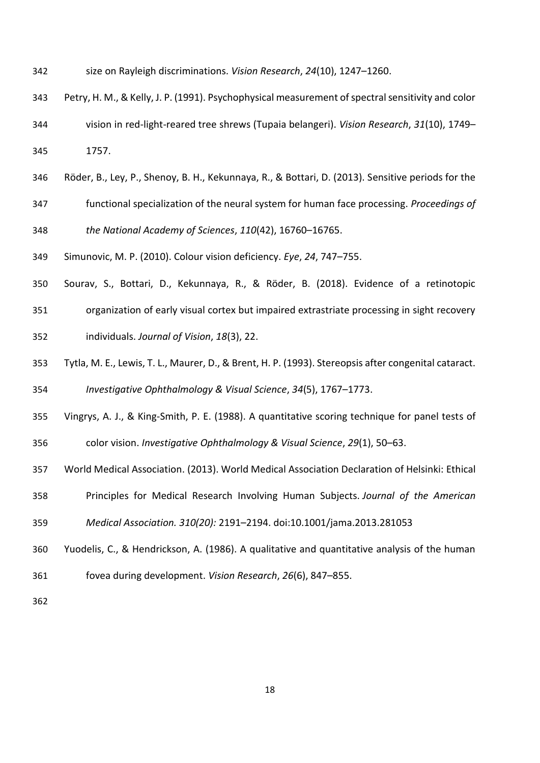size on Rayleigh discriminations. *Vision Research*, *24*(10), 1247–1260.

Petry, H. M., & Kelly, J. P. (1991). Psychophysical measurement of spectral sensitivity and color vision in red-light-reared tree shrews (Tupaia belangeri). *Vision Research*, *31*(10), 1749–1757.

Röder, B., Ley, P., Shenoy, B. H., Kekunnaya, R., & Bottari, D. (2013). Sensitive periods for the functional specialization of the neural system for human face processing. *Proceedings of the National Academy of Sciences*, *110*(42), 16760–16765.

Simunovic, M. P. (2010). Colour vision deficiency. *Eye*, *24*, 747–755.

Sourav, S., Bottari, D., Kekunnaya, R., & Röder, B. (2018). Evidence of a retinotopic organization of early visual cortex but impaired extrastriate processing in sight recovery individuals. *Journal of Vision*, *18*(3), 22.

Tytla, M. E., Lewis, T. L., Maurer, D., & Brent, H. P. (1993). Stereopsis after congenital cataract. *Investigative Ophthalmology & Visual Science*, *34*(5), 1767–1773.

Vingrys, A. J., & King-Smith, P. E. (1988). A quantitative scoring technique for panel tests of color vision. *Investigative Ophthalmology & Visual Science*, *29*(1), 50–63.

World Medical Association. (2013). World Medical Association Declaration of Helsinki: Ethical Principles for Medical Research Involving Human Subjects. *Journal of the American Medical Association. 310(20):* 2191–2194. doi:10.1001/jama.2013.281053

Yuodelis, C., & Hendrickson, A. (1986). A qualitative and quantitative analysis of the human fovea during development. *Vision Research*, *26*(6), 847–855.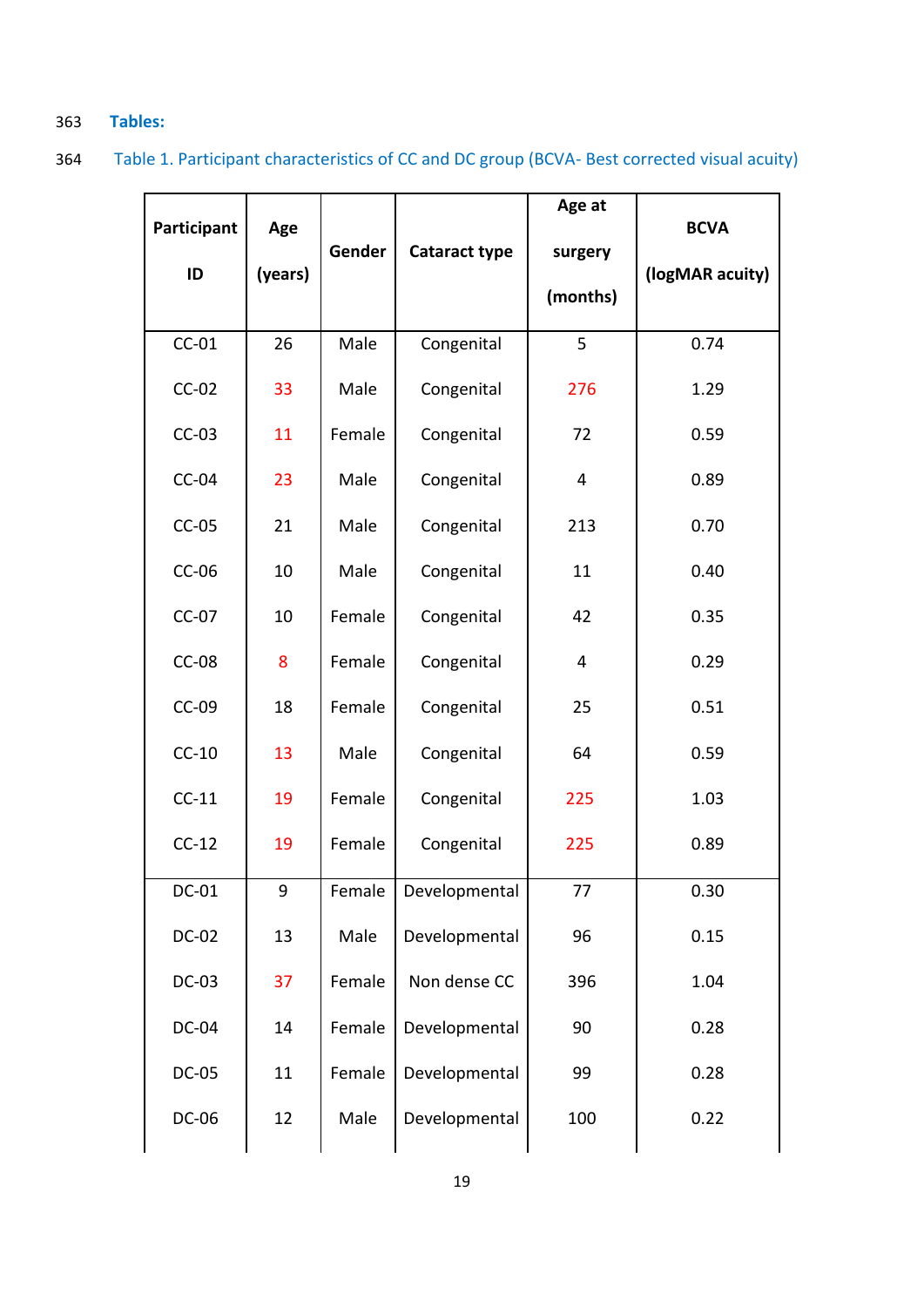**Tables:**

Table 1. Participant characteristics of CC and DC group (BCVA- Best corrected visual acuity)

| Participant ID | Age (years) | Gender | Cataract type | Age at surgery (months) | BCVA (logMAR acuity) |
|---|---|---|---|---|---|
| CC-01 | 26 | Male | Congenital | 5 | 0.74 |
| CC-02 | 33 | Male | Congenital | 276 | 1.29 |
| CC-03 | 11 | Female | Congenital | 72 | 0.59 |
| CC-04 | 23 | Male | Congenital | 4 | 0.89 |
| CC-05 | 21 | Male | Congenital | 213 | 0.70 |
| CC-06 | 10 | Male | Congenital | 11 | 0.40 |
| CC-07 | 10 | Female | Congenital | 42 | 0.35 |
| CC-08 | 8 | Female | Congenital | 4 | 0.29 |
| CC-09 | 18 | Female | Congenital | 25 | 0.51 |
| CC-10 | 13 | Male | Congenital | 64 | 0.59 |
| CC-11 | 19 | Female | Congenital | 225 | 1.03 |
| CC-12 | 19 | Female | Congenital | 225 | 0.89 |
| DC-01 | 9 | Female | Developmental | 77 | 0.30 |
| DC-02 | 13 | Male | Developmental | 96 | 0.15 |
| DC-03 | 37 | Female | Non dense CC | 396 | 1.04 |
| DC-04 | 14 | Female | Developmental | 90 | 0.28 |
| DC-05 | 11 | Female | Developmental | 99 | 0.28 |
| DC-06 | 12 | Male | Developmental | 100 | 0.22 |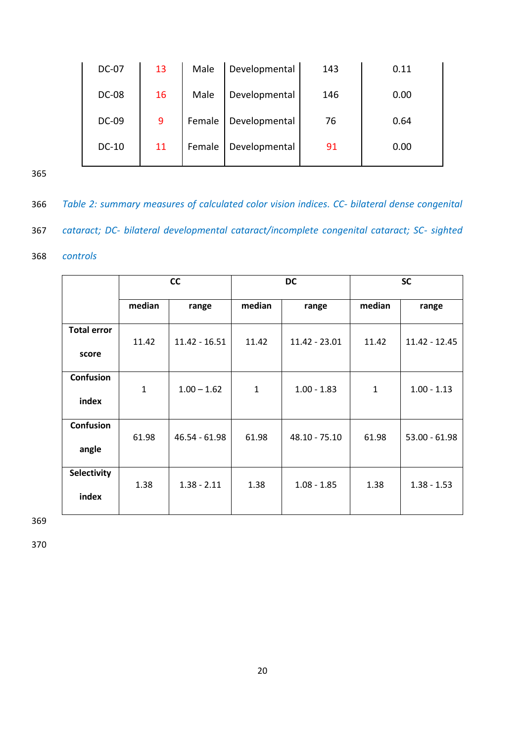| DC-07 | 13 | Male | Developmental | 143 | 0.11 |
|---|---|---|---|---|---|
| DC-08 | 16 | Male | Developmental | 146 | 0.00 |
| DC-09 | 9 | Female | Developmental | 76 | 0.64 |
| DC-10 | 11 | Female | Developmental | 91 | 0.00 |

*Table 2: summary measures of calculated color vision indices. CC- bilateral dense congenital cataract; DC- bilateral developmental cataract/incomplete congenital cataract; SC- sighted controls*

| | CC | | DC | | SC | |
|---|---|---|---|---|---|---|
| | **median** | **range** | **median** | **range** | **median** | **range** |
| **Total error score** | 11.42 | 11.42 - 16.51 | 11.42 | 11.42 - 23.01 | 11.42 | 11.42 - 12.45 |
| **Confusion index** | 1 | 1.00 – 1.62 | 1 | 1.00 - 1.83 | 1 | 1.00 - 1.13 |
| **Confusion angle** | 61.98 | 46.54 - 61.98 | 61.98 | 48.10 - 75.10 | 61.98 | 53.00 - 61.98 |
| **Selectivity index** | 1.38 | 1.38 - 2.11 | 1.38 | 1.08 - 1.85 | 1.38 | 1.38 - 1.53 |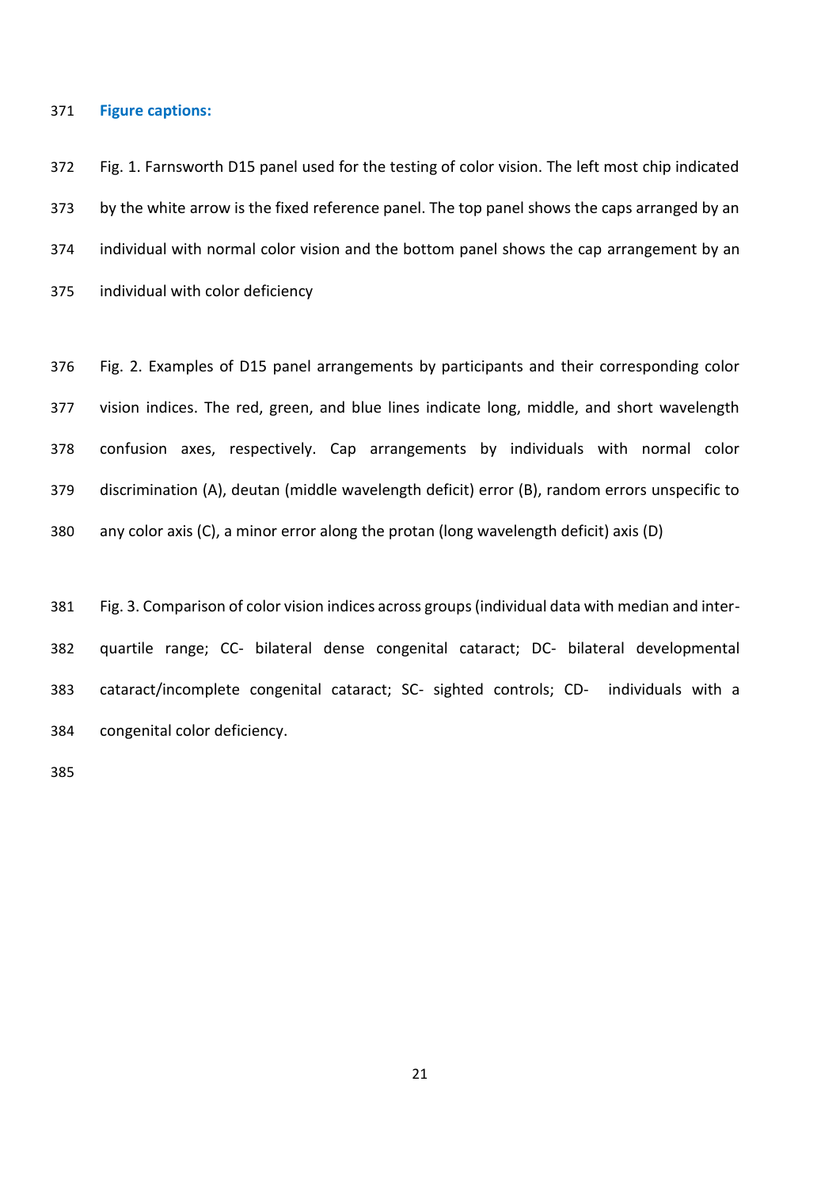## Figure captions:

Fig. 1. Farnsworth D15 panel used for the testing of color vision. The left most chip indicated by the white arrow is the fixed reference panel. The top panel shows the caps arranged by an individual with normal color vision and the bottom panel shows the cap arrangement by an individual with color deficiency

Fig. 2. Examples of D15 panel arrangements by participants and their corresponding color vision indices. The red, green, and blue lines indicate long, middle, and short wavelength confusion axes, respectively. Cap arrangements by individuals with normal color discrimination (A), deutan (middle wavelength deficit) error (B), random errors unspecific to any color axis (C), a minor error along the protan (long wavelength deficit) axis (D)

Fig. 3. Comparison of color vision indices across groups (individual data with median and inter-quartile range; CC- bilateral dense congenital cataract; DC- bilateral developmental cataract/incomplete congenital cataract; SC- sighted controls; CD- individuals with a congenital color deficiency.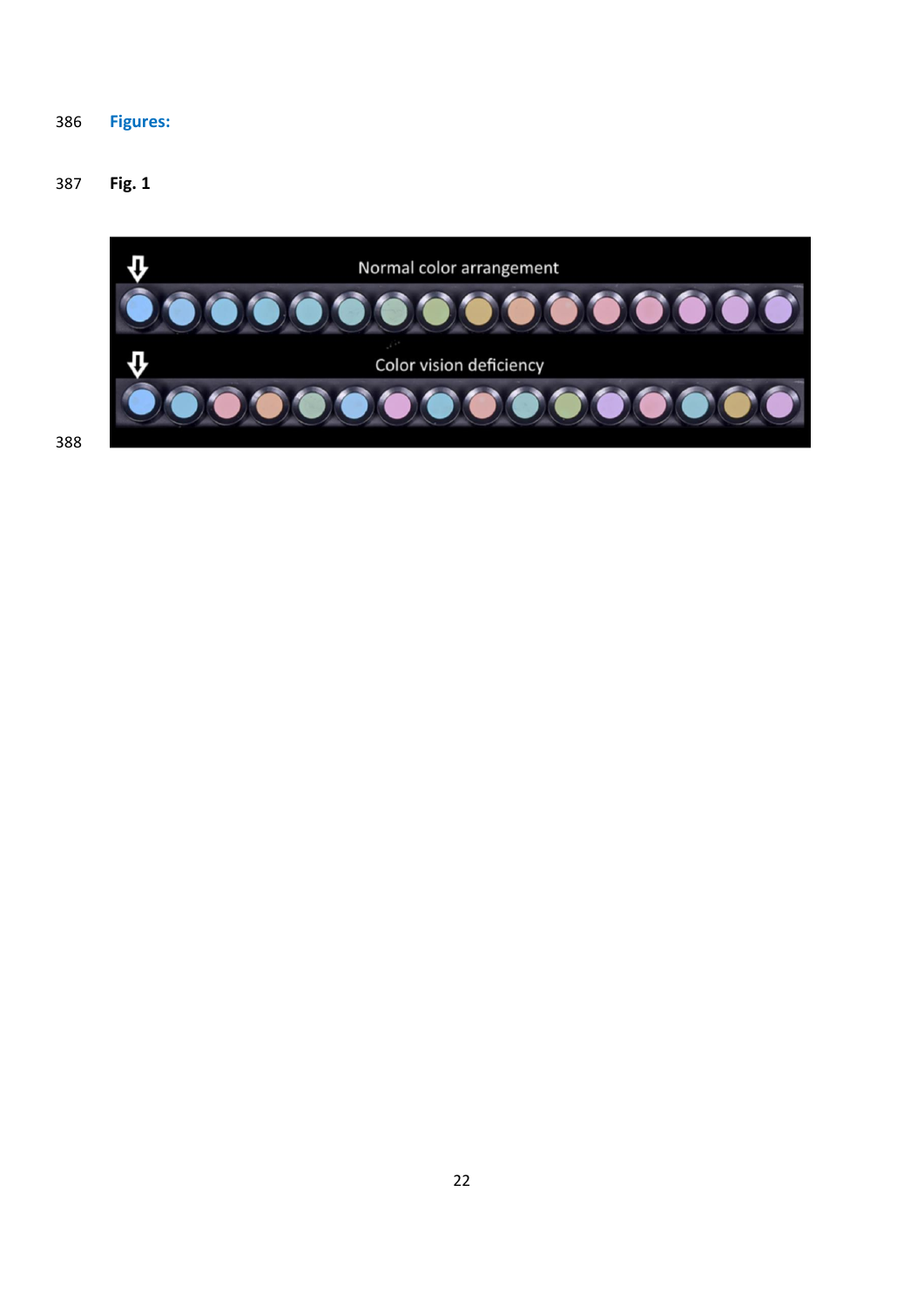## Figures:

**Fig. 1**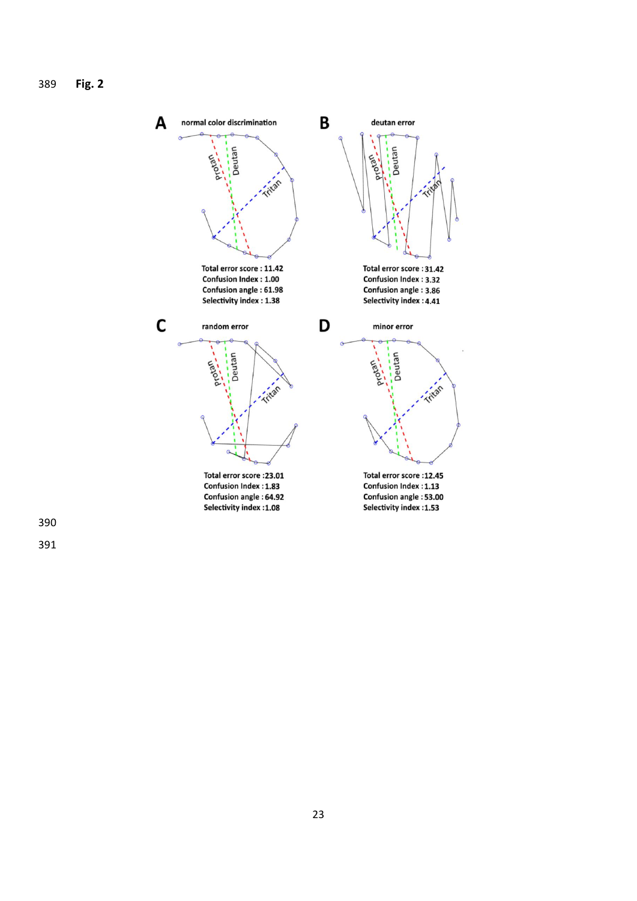**Fig. 2**

**A** normal color discrimination

Total error score : 11.42
Confusion Index : 1.00
Confusion angle : 61.98
Selectivity index : 1.38

**B** deutan error

Total error score : 31.42
Confusion Index : 3.32
Confusion angle : 3.86
Selectivity index : 4.41

**C** random error

Total error score :23.01
Confusion Index :1.83
Confusion angle : 64.92
Selectivity index :1.08

**D** minor error

Total error score :12.45
Confusion Index :1.13
Confusion angle : 53.00
Selectivity index :1.53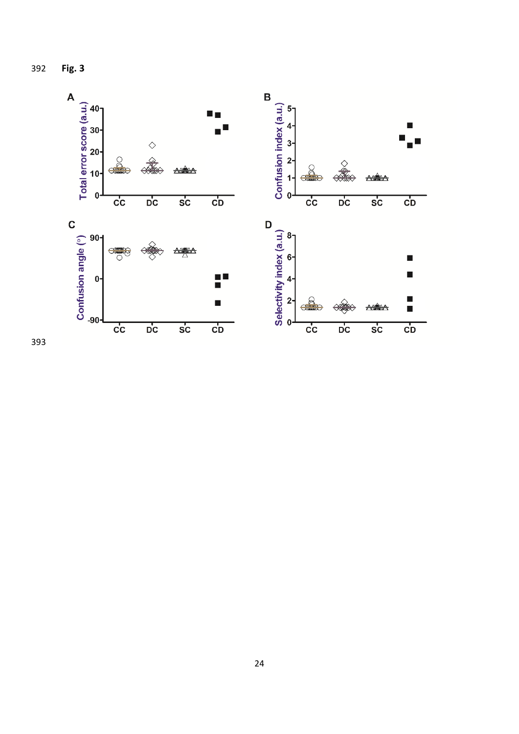**Fig. 3**

A

Total error score (a.u.)

40
30
20
10
0

CC DC SC CD

B

Confusion index (a.u.)

5
4
3
2
1
0

CC DC SC CD

C

Confusion angle (°)

90
0
-90

CC DC SC CD

D

Selectivity index (a.u.)

8
6
4
2
0

CC DC SC CD